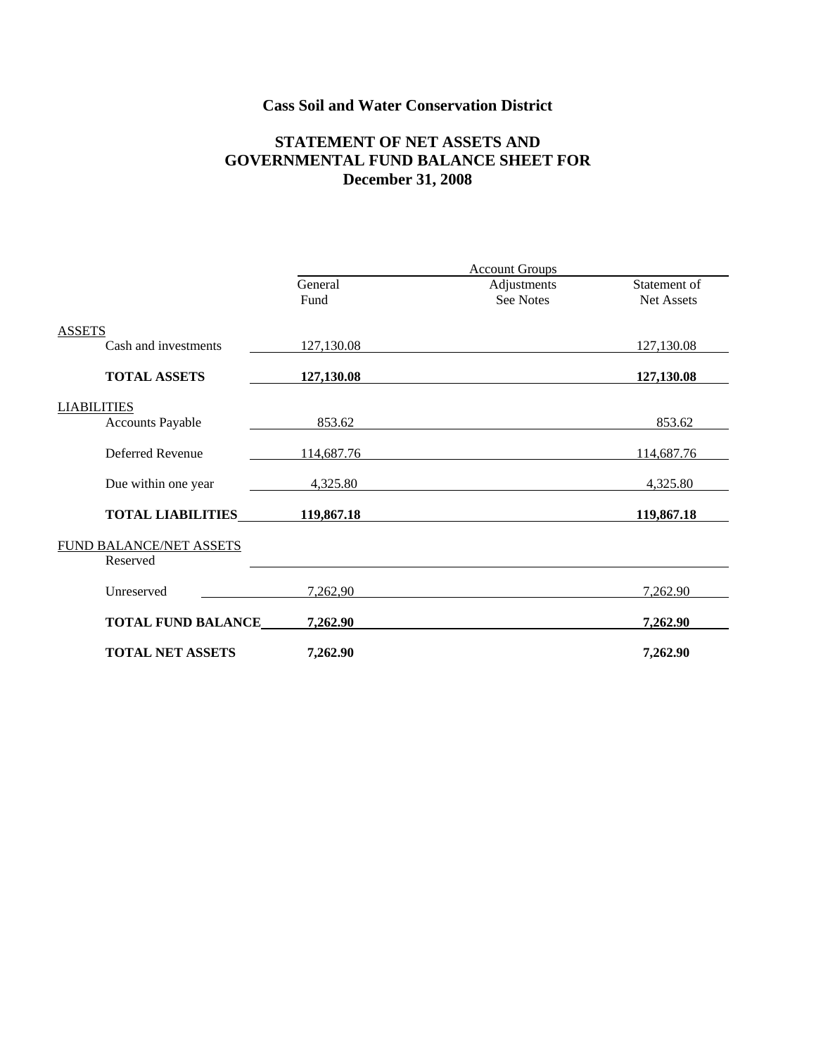# Cass Soil and Water Conservation District

## STATEMENT OF NET ASSETS AND GOVERNMENTAL FUND BALANCE SHEET FOR December 31, 2008

| | Account Groups | | |
|---|---|---|---|
| | General Fund | Adjustments See Notes | Statement of Net Assets |
| ASSETS | | | |
| Cash and investments | 127,130.08 | | 127,130.08 |
| **TOTAL ASSETS** | **127,130.08** | | **127,130.08** |
| LIABILITIES | | | |
| Accounts Payable | 853.62 | | 853.62 |
| Deferred Revenue | 114,687.76 | | 114,687.76 |
| Due within one year | 4,325.80 | | 4,325.80 |
| **TOTAL LIABILITIES** | **119,867.18** | | **119,867.18** |
| FUND BALANCE/NET ASSETS | | | |
| Reserved | | | |
| Unreserved | 7,262,90 | | 7,262.90 |
| **TOTAL FUND BALANCE** | **7,262.90** | | **7,262.90** |
| **TOTAL NET ASSETS** | **7,262.90** | | **7,262.90** |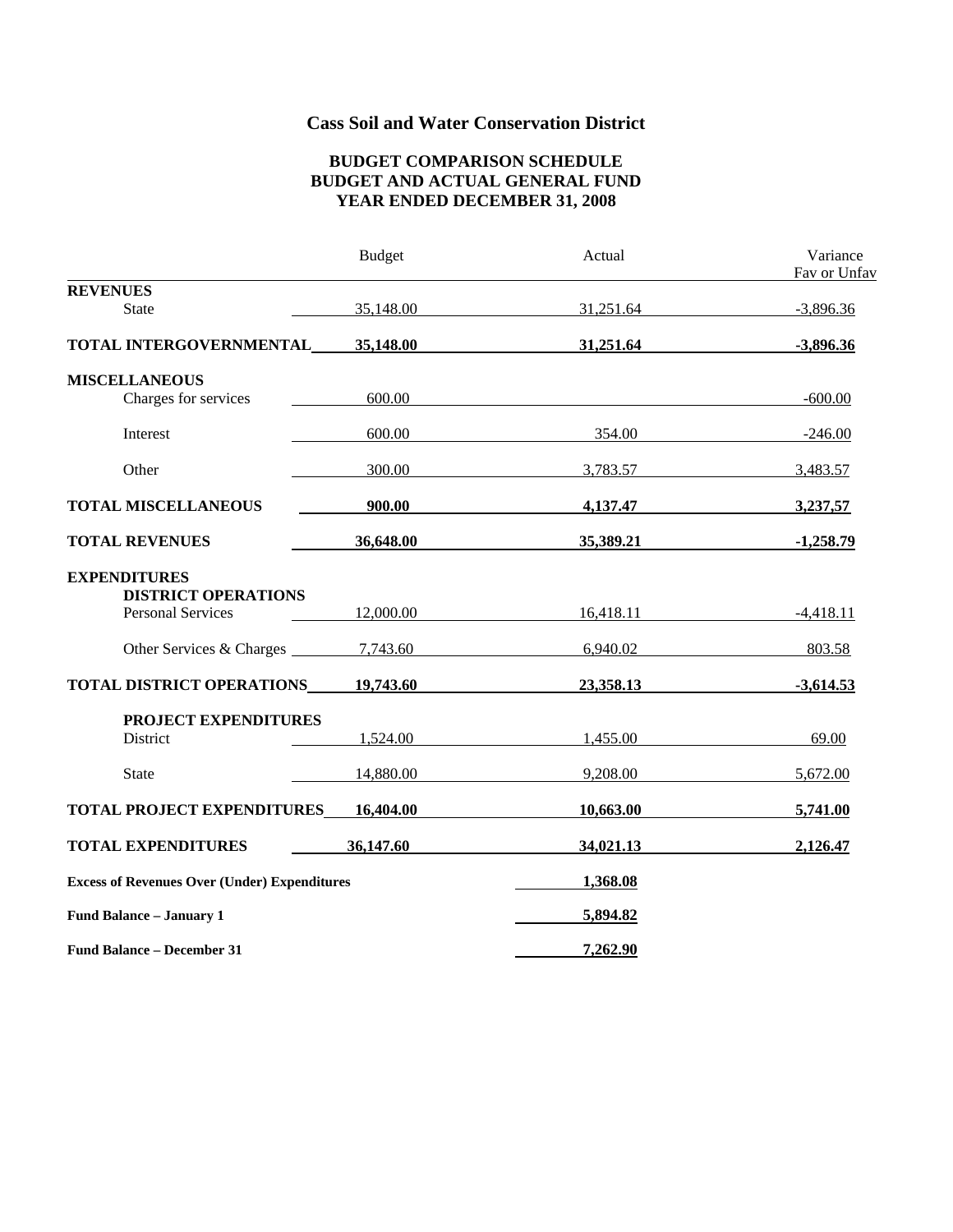# Cass Soil and Water Conservation District

## BUDGET COMPARISON SCHEDULE
## BUDGET AND ACTUAL GENERAL FUND
## YEAR ENDED DECEMBER 31, 2008

| | Budget | Actual | Variance Fav or Unfav |
|---|---|---|---|
| **REVENUES** | | | |
| State | 35,148.00 | 31,251.64 | -3,896.36 |
| **TOTAL INTERGOVERNMENTAL** | **35,148.00** | **31,251.64** | **-3,896.36** |
| **MISCELLANEOUS** | | | |
| Charges for services | 600.00 | | -600.00 |
| Interest | 600.00 | 354.00 | -246.00 |
| Other | 300.00 | 3,783.57 | 3,483.57 |
| **TOTAL MISCELLANEOUS** | **900.00** | **4,137.47** | **3,237,57** |
| **TOTAL REVENUES** | **36,648.00** | **35,389.21** | **-1,258.79** |
| **EXPENDITURES** | | | |
| **DISTRICT OPERATIONS** | | | |
| Personal Services | 12,000.00 | 16,418.11 | -4,418.11 |
| Other Services & Charges | 7,743.60 | 6,940.02 | 803.58 |
| **TOTAL DISTRICT OPERATIONS** | **19,743.60** | **23,358.13** | **-3,614.53** |
| **PROJECT EXPENDITURES** | | | |
| District | 1,524.00 | 1,455.00 | 69.00 |
| State | 14,880.00 | 9,208.00 | 5,672.00 |
| **TOTAL PROJECT EXPENDITURES** | **16,404.00** | **10,663.00** | **5,741.00** |
| **TOTAL EXPENDITURES** | **36,147.60** | **34,021.13** | **2,126.47** |
| **Excess of Revenues Over (Under) Expenditures** | | **1,368.08** | |
| **Fund Balance – January 1** | | **5,894.82** | |
| **Fund Balance – December 31** | | **7,262.90** | |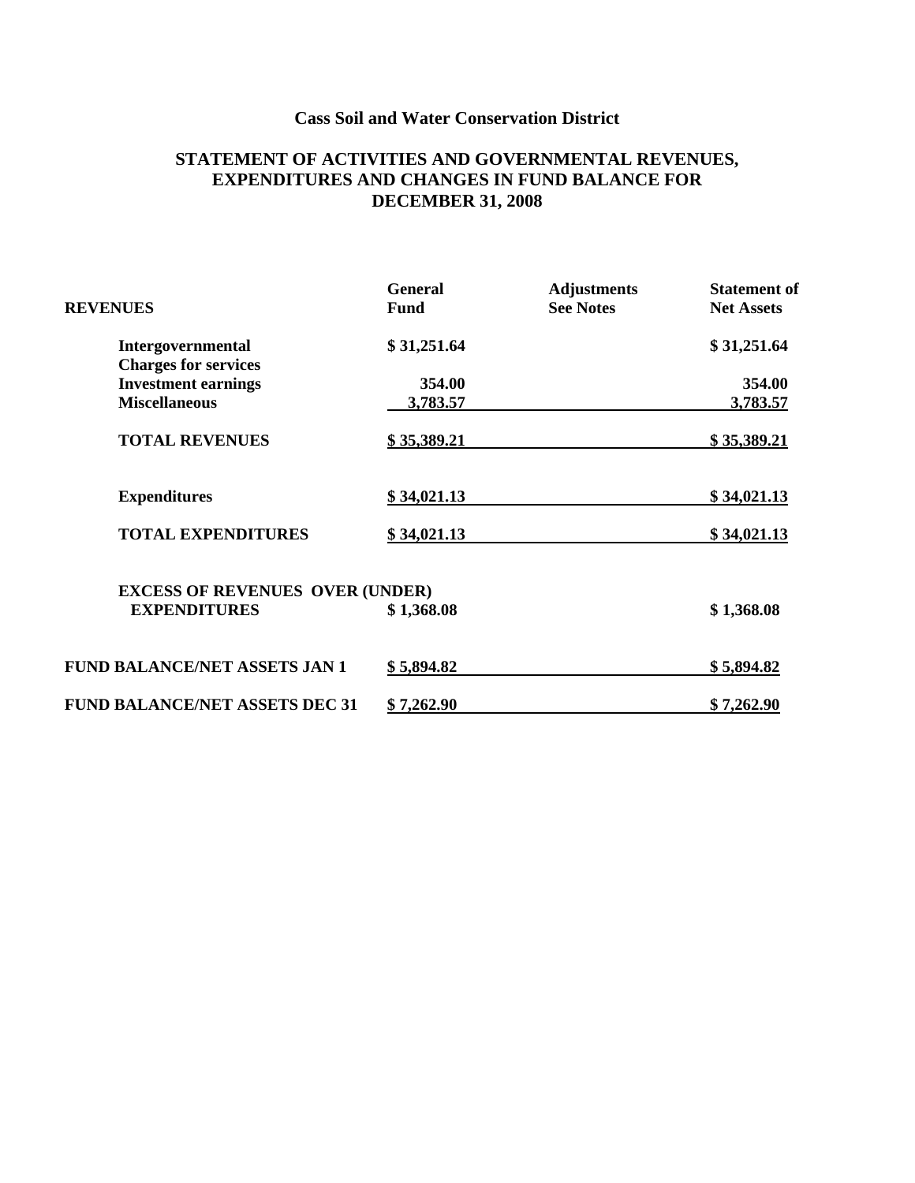# Cass Soil and Water Conservation District

## STATEMENT OF ACTIVITIES AND GOVERNMENTAL REVENUES, EXPENDITURES AND CHANGES IN FUND BALANCE FOR DECEMBER 31, 2008

| REVENUES | General Fund | Adjustments See Notes | Statement of Net Assets |
|---|---|---|---|
| Intergovernmental | $ 31,251.64 | | $ 31,251.64 |
| Charges for services | | | |
| Investment earnings | 354.00 | | 354.00 |
| Miscellaneous | 3,783.57 | | 3,783.57 |
| TOTAL REVENUES | $ 35,389.21 | | $ 35,389.21 |
| Expenditures | $ 34,021.13 | | $ 34,021.13 |
| TOTAL EXPENDITURES | $ 34,021.13 | | $ 34,021.13 |
| EXCESS OF REVENUES OVER (UNDER) EXPENDITURES | $ 1,368.08 | | $ 1,368.08 |
| FUND BALANCE/NET ASSETS JAN 1 | $ 5,894.82 | | $ 5,894.82 |
| FUND BALANCE/NET ASSETS DEC 31 | $ 7,262.90 | | $ 7,262.90 |